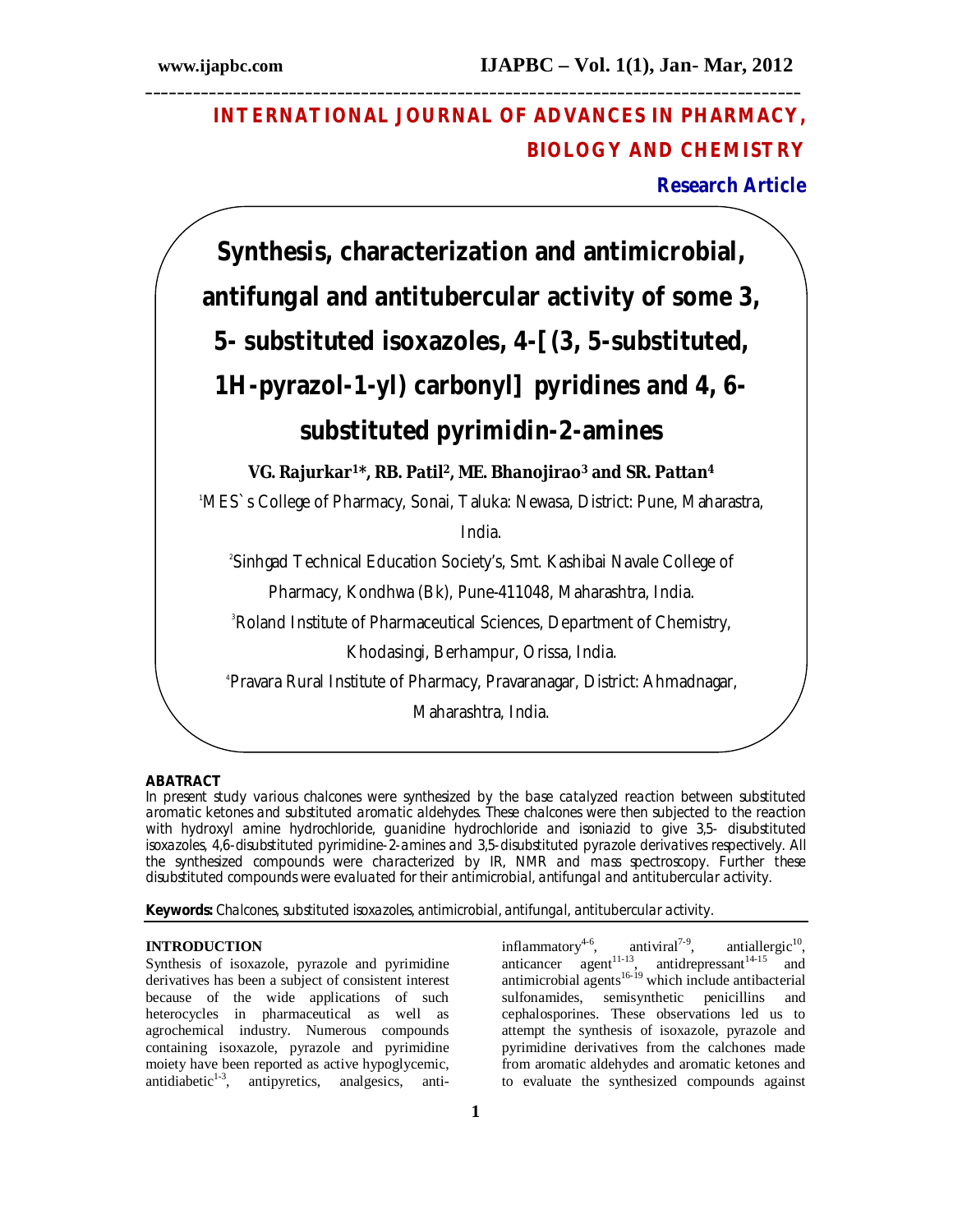INTERNATIONAL JOURNAL OF ADVANCES IN PHARMACY, BIOLOGY AND CHEMISTRY

**Research Article**

# Synthesis, characterization and antimicrobial, antifungal and antitubercular activity of some 3, 5- substituted isoxazoles, 4-[(3, 5-substituted, 1H-pyrazol-1-yl) carbonyl] pyridines and 4, 6-substituted pyrimidin-2-amines

**VG. Rajurkar[1]*, RB. Patil[2], ME. Bhanojirao[3] and SR. Pattan[4]**

[1]MES`s College of Pharmacy, Sonai, Taluka: Newasa, District: Pune, Maharastra, India.

[2]Sinhgad Technical Education Society's, Smt. Kashibai Navale College of Pharmacy, Kondhwa (Bk), Pune-411048, Maharashtra, India.

[3]Roland Institute of Pharmaceutical Sciences, Department of Chemistry, Khodasingi, Berhampur, Orissa, India.

[4]Pravara Rural Institute of Pharmacy, Pravaranagar, District: Ahmadnagar, Maharashtra, India.

## ABATRACT

*In present study various chalcones were synthesized by the base catalyzed reaction between substituted aromatic ketones and substituted aromatic aldehydes. These chalcones were then subjected to the reaction with hydroxyl amine hydrochloride, guanidine hydrochloride and isoniazid to give 3,5- disubstituted isoxazoles, 4,6-disubstituted pyrimidine-2-amines and 3,5-disubstituted pyrazole derivatives respectively. All the synthesized compounds were characterized by IR, NMR and mass spectroscopy. Further these disubstituted compounds were evaluated for their antimicrobial, antifungal and antitubercular activity.*

**Keywords:** *Chalcones, substituted isoxazoles, antimicrobial, antifungal, antitubercular activity.*

## INTRODUCTION

Synthesis of isoxazole, pyrazole and pyrimidine derivatives has been a subject of consistent interest because of the wide applications of such heterocycles in pharmaceutical as well as agrochemical industry. Numerous compounds containing isoxazole, pyrazole and pyrimidine moiety have been reported as active hypoglycemic, antidiabetic[1-3], antipyretics, analgesics, anti-inflammatory[4-6], antiviral[7-9], antiallergic[10], anticancer agent[11-13], antidrepressant[14-15] and antimicrobial agents[16-19] which include antibacterial sulfonamides, semisynthetic penicillins and cephalosporines. These observations led us to attempt the synthesis of isoxazole, pyrazole and pyrimidine derivatives from the calchones made from aromatic aldehydes and aromatic ketones and to evaluate the synthesized compounds against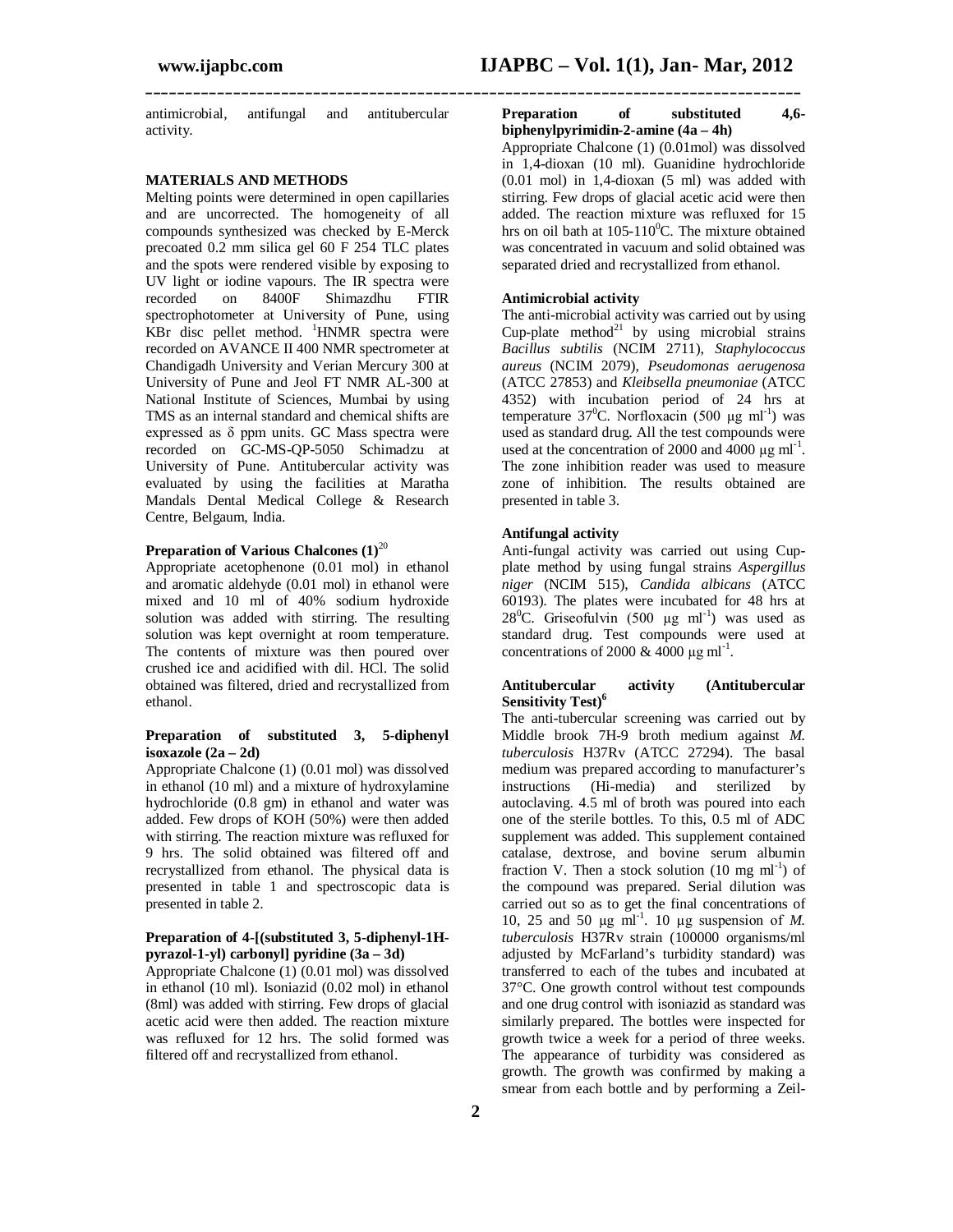antimicrobial, antifungal and antitubercular activity.

## MATERIALS AND METHODS

Melting points were determined in open capillaries and are uncorrected. The homogeneity of all compounds synthesized was checked by E-Merck precoated 0.2 mm silica gel 60 F 254 TLC plates and the spots were rendered visible by exposing to UV light or iodine vapours. The IR spectra were recorded on 8400F Shimazdhu FTIR spectrophotometer at University of Pune, using KBr disc pellet method. $^1$HNMR spectra were recorded on AVANCE II 400 NMR spectrometer at Chandigadh University and Verian Mercury 300 at University of Pune and Jeol FT NMR AL-300 at National Institute of Sciences, Mumbai by using TMS as an internal standard and chemical shifts are expressed as δ ppm units. GC Mass spectra were recorded on GC-MS-QP-5050 Schimadzu at University of Pune. Antitubercular activity was evaluated by using the facilities at Maratha Mandals Dental Medical College & Research Centre, Belgaum, India.

### Preparation of Various Chalcones (1)[20]

Appropriate acetophenone (0.01 mol) in ethanol and aromatic aldehyde (0.01 mol) in ethanol were mixed and 10 ml of 40% sodium hydroxide solution was added with stirring. The resulting solution was kept overnight at room temperature. The contents of mixture was then poured over crushed ice and acidified with dil. HCl. The solid obtained was filtered, dried and recrystallized from ethanol.

### Preparation of substituted 3, 5-diphenyl isoxazole (2a – 2d)

Appropriate Chalcone (1) (0.01 mol) was dissolved in ethanol (10 ml) and a mixture of hydroxylamine hydrochloride (0.8 gm) in ethanol and water was added. Few drops of KOH (50%) were then added with stirring. The reaction mixture was refluxed for 9 hrs. The solid obtained was filtered off and recrystallized from ethanol. The physical data is presented in table 1 and spectroscopic data is presented in table 2.

### Preparation of 4-[(substituted 3, 5-diphenyl-1H-pyrazol-1-yl) carbonyl] pyridine (3a – 3d)

Appropriate Chalcone (1) (0.01 mol) was dissolved in ethanol (10 ml). Isoniazid (0.02 mol) in ethanol (8ml) was added with stirring. Few drops of glacial acetic acid were then added. The reaction mixture was refluxed for 12 hrs. The solid formed was filtered off and recrystallized from ethanol.

### Preparation of substituted 4,6-biphenylpyrimidin-2-amine (4a – 4h)

Appropriate Chalcone (1) (0.01mol) was dissolved in 1,4-dioxan (10 ml). Guanidine hydrochloride (0.01 mol) in 1,4-dioxan (5 ml) was added with stirring. Few drops of glacial acetic acid were then added. The reaction mixture was refluxed for 15 hrs on oil bath at 105-110$^0$C. The mixture obtained was concentrated in vacuum and solid obtained was separated dried and recrystallized from ethanol.

### Antimicrobial activity

The anti-microbial activity was carried out by using Cup-plate method[21] by using microbial strains *Bacillus subtilis* (NCIM 2711), *Staphylococcus aureus* (NCIM 2079), *Pseudomonas aerugenosa* (ATCC 27853) and *Kleibsella pneumoniae* (ATCC 4352) with incubation period of 24 hrs at temperature 37$^0$C. Norfloxacin (500 µg ml$^{-1}$) was used as standard drug. All the test compounds were used at the concentration of 2000 and 4000 µg ml$^{-1}$. The zone inhibition reader was used to measure zone of inhibition. The results obtained are presented in table 3.

### Antifungal activity

Anti-fungal activity was carried out using Cup-plate method by using fungal strains *Aspergillus niger* (NCIM 515), *Candida albicans* (ATCC 60193). The plates were incubated for 48 hrs at 28$^0$C. Griseofulvin (500 µg ml$^{-1}$) was used as standard drug. Test compounds were used at concentrations of 2000 & 4000 µg ml$^{-1}$.

### Antitubercular activity (Antitubercular Sensitivity Test)[6]

The anti-tubercular screening was carried out by Middle brook 7H-9 broth medium against *M. tuberculosis* H37Rv (ATCC 27294). The basal medium was prepared according to manufacturer's instructions (Hi-media) and sterilized by autoclaving. 4.5 ml of broth was poured into each one of the sterile bottles. To this, 0.5 ml of ADC supplement was added. This supplement contained catalase, dextrose, and bovine serum albumin fraction V. Then a stock solution (10 mg ml$^{-1}$) of the compound was prepared. Serial dilution was carried out so as to get the final concentrations of 10, 25 and 50 µg ml$^{-1}$. 10 µg suspension of *M. tuberculosis* H37Rv strain (100000 organisms/ml adjusted by McFarland's turbidity standard) was transferred to each of the tubes and incubated at 37°C. One growth control without test compounds and one drug control with isoniazid as standard was similarly prepared. The bottles were inspected for growth twice a week for a period of three weeks. The appearance of turbidity was considered as growth. The growth was confirmed by making a smear from each bottle and by performing a Zeil-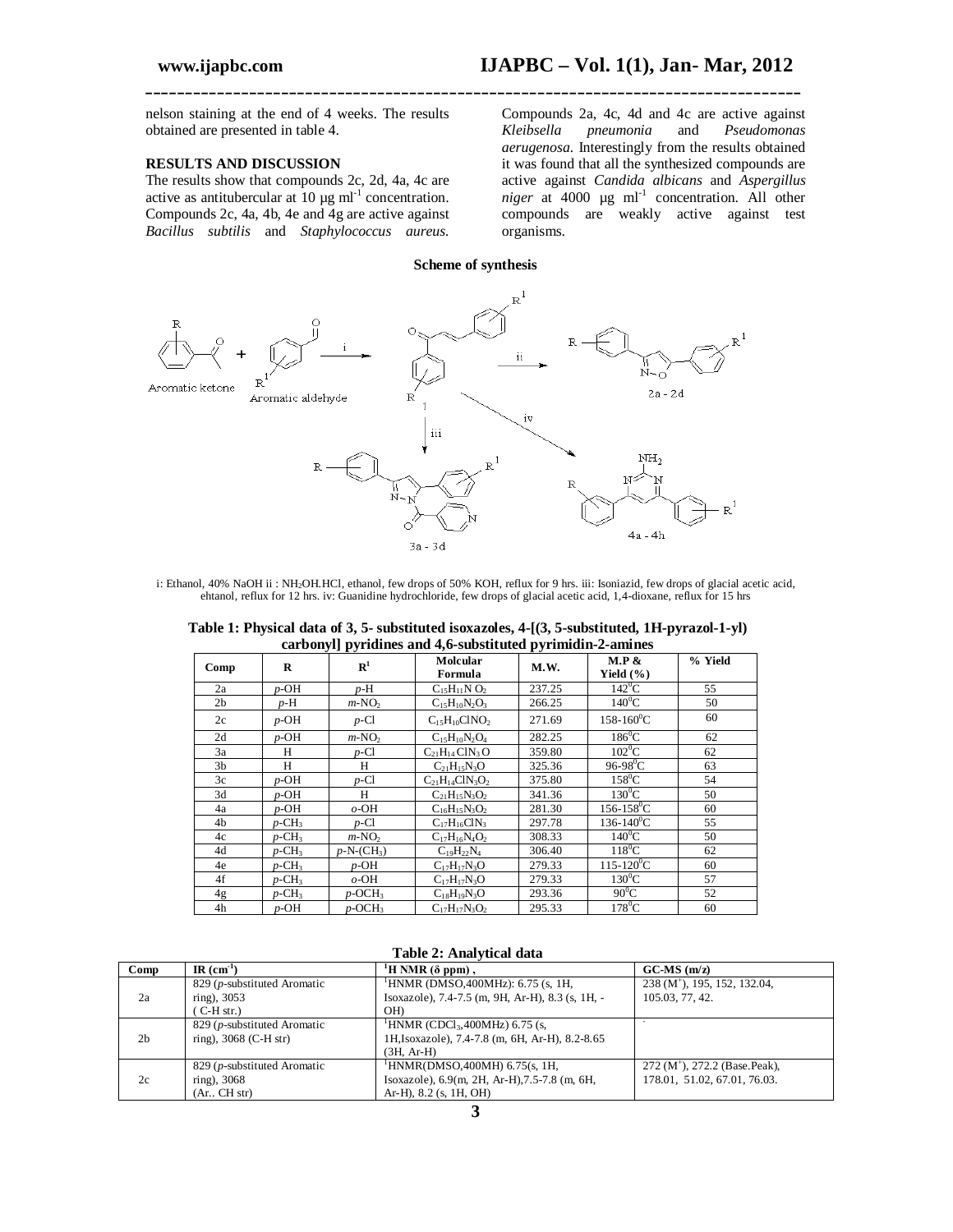nelson staining at the end of 4 weeks. The results obtained are presented in table 4.

## RESULTS AND DISCUSSION

The results show that compounds 2c, 2d, 4a, 4c are active as antitubercular at 10 µg $ml^{-1}$ concentration. Compounds 2c, 4a, 4b, 4e and 4g are active against *Bacillus subtilis* and *Staphylococcus aureus.* Compounds 2a, 4c, 4d and 4c are active against *Kleibsella pneumonia* and *Pseudomonas aerugenosa.* Interestingly from the results obtained it was found that all the synthesized compounds are active against *Candida albicans* and *Aspergillus niger* at 4000 µg $ml^{-1}$ concentration. All other compounds are weakly active against test organisms.

**Scheme of synthesis**

i: Ethanol, 40% NaOH ii : $NH_2OH.HCl$, ethanol, few drops of 50% KOH, reflux for 9 hrs. iii: Isoniazid, few drops of glacial acetic acid, ehtanol, reflux for 12 hrs. iv: Guanidine hydrochloride, few drops of glacial acetic acid, 1,4-dioxane, reflux for 15 hrs

**Table 1: Physical data of 3, 5- substituted isoxazoles, 4-[(3, 5-substituted, 1H-pyrazol-1-yl) carbonyl] pyridines and 4,6-substituted pyrimidin-2-amines**

| Comp | R | $R^1$ | Molcular Formula | M.W. | M.P & Yield (%) | % Yield |
|---|---|---|---|---|---|---|
| 2a | *p*-OH | *p*-H | $C_{15}H_{11}NO_2$ | 237.25 | $142^0C$ | 55 |
| 2b | *p*-H | *m*-$NO_2$ | $C_{15}H_{10}N_2O_3$ | 266.25 | $140^0C$ | 50 |
| 2c | *p*-OH | *p*-Cl | $C_{15}H_{10}ClNO_2$ | 271.69 | $158\text{-}160^0C$ | 60 |
| 2d | *p*-OH | *m*-$NO_2$ | $C_{15}H_{10}N_2O_4$ | 282.25 | $186^0C$ | 62 |
| 3a | H | *p*-Cl | $C_{21}H_{14}ClN_3O$ | 359.80 | $102^0C$ | 62 |
| 3b | H | H | $C_{21}H_{15}N_3O$ | 325.36 | $96\text{-}98^0C$ | 63 |
| 3c | *p*-OH | *p*-Cl | $C_{21}H_{14}ClN_3O_2$ | 375.80 | $158^0C$ | 54 |
| 3d | *p*-OH | H | $C_{21}H_{15}N_3O_2$ | 341.36 | $130^0C$ | 50 |
| 4a | *p*-OH | *o*-OH | $C_{16}H_{15}N_3O_2$ | 281.30 | $156\text{-}158^0C$ | 60 |
| 4b | *p*-$CH_3$ | *p*-Cl | $C_{17}H_{16}ClN_3$ | 297.78 | $136\text{-}140^0C$ | 55 |
| 4c | *p*-$CH_3$ | *m*-$NO_2$ | $C_{17}H_{16}N_4O_2$ | 308.33 | $140^0C$ | 50 |
| 4d | *p*-$CH_3$ | *p*-N-($CH_3$) | $C_{19}H_{22}N_4$ | 306.40 | $118^0C$ | 62 |
| 4e | *p*-$CH_3$ | *p*-OH | $C_{17}H_{17}N_3O$ | 279.33 | $115\text{-}120^0C$ | 60 |
| 4f | *p*-$CH_3$ | *o*-OH | $C_{17}H_{17}N_3O$ | 279.33 | $130^0C$ | 57 |
| 4g | *p*-$CH_3$ | *p*-$OCH_3$ | $C_{18}H_{19}N_3O$ | 293.36 | $90^0C$ | 52 |
| 4h | *p*-OH | *p*-$OCH_3$ | $C_{17}H_{17}N_3O_2$ | 295.33 | $178^0C$ | 60 |

**Table 2: Analytical data**

| Comp | IR ($cm^{-1}$) | $^1H$ NMR (δ ppm) , | GC-MS (m/z) |
|---|---|---|---|
| 2a | 829 (*p*-substituted Aromatic ring), 3053 ( C-H str.) | $^1$HNMR (DMSO,400MHz): 6.75 (s, 1H, Isoxazole), 7.4-7.5 (m, 9H, Ar-H), 8.3 (s, 1H, -OH) | 238 ($M^+$), 195, 152, 132.04, 105.03, 77, 42. |
| 2b | 829 (*p*-substituted Aromatic ring), 3068 (C-H str) | $^1$HNMR ($CDCl_3$,400MHz) 6.75 (s, 1H,Isoxazole), 7.4-7.8 (m, 6H, Ar-H), 8.2-8.65 (3H, Ar-H) | - |
| 2c | 829 (*p*-substituted Aromatic ring), 3068 (Ar.. CH str) | $^1$HNMR(DMSO,400MH) 6.75(s, 1H, Isoxazole), 6.9(m, 2H, Ar-H),7.5-7.8 (m, 6H, Ar-H), 8.2 (s, 1H, OH) | 272 ($M^+$), 272.2 (Base.Peak), 178.01, 51.02, 67.01, 76.03. |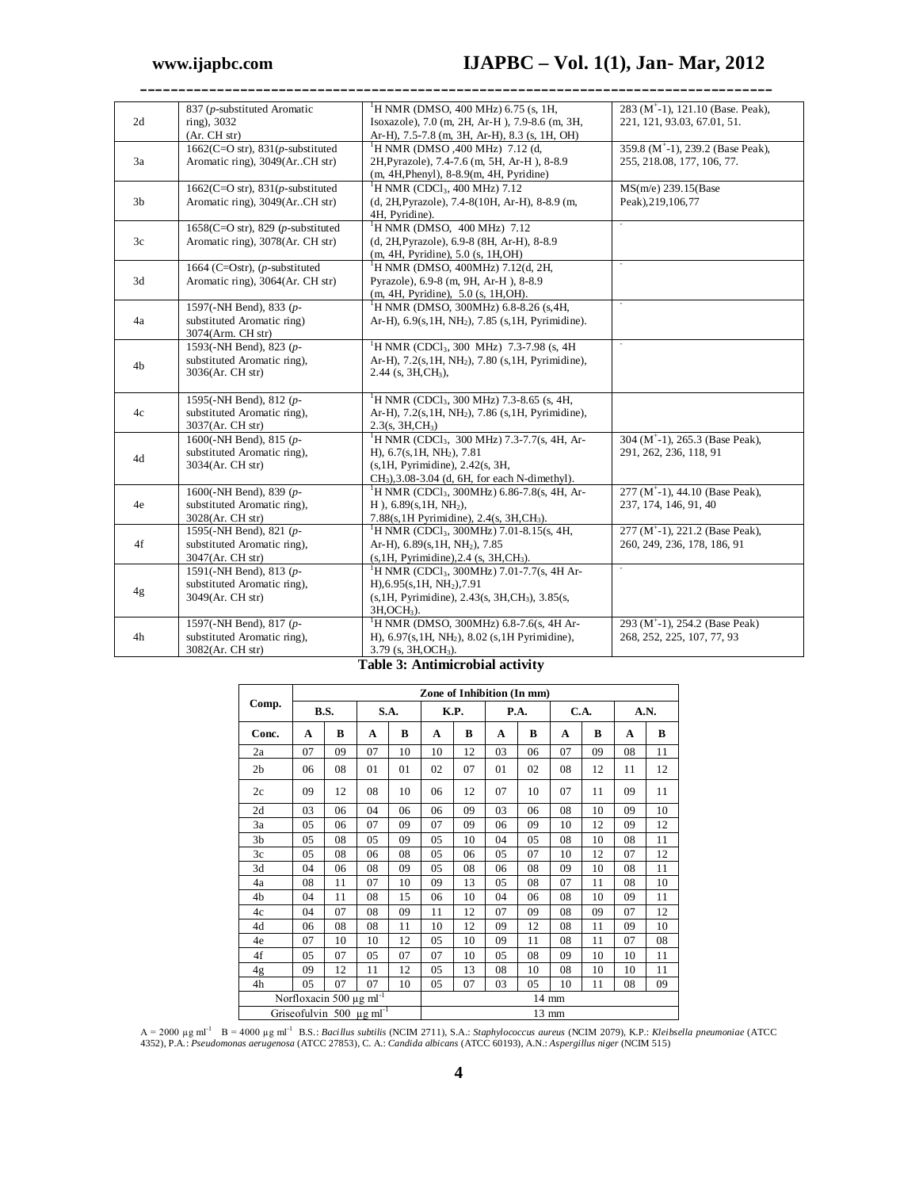| | | | |
|---|---|---|---|
| 2d | 837 (*p*-substituted Aromatic ring), 3032 (Ar. CH str) | $^1$H NMR (DMSO, 400 MHz) 6.75 (s, 1H, Isoxazole), 7.0 (m, 2H, Ar-H ), 7.9-8.6 (m, 3H, Ar-H), 7.5-7.8 (m, 3H, Ar-H), 8.3 (s, 1H, OH) | 283 ($M^+$-1), 121.10 (Base. Peak), 221, 121, 93.03, 67.01, 51. |
| 3a | 1662(C=O str), 831(*p*-substituted Aromatic ring), 3049(Ar..CH str) | $^1$H NMR (DMSO ,400 MHz) 7.12 (d, 2H,Pyrazole), 7.4-7.6 (m, 5H, Ar-H ), 8-8.9 (m, 4H,Phenyl), 8-8.9(m, 4H, Pyridine) | 359.8 ($M^+$-1), 239.2 (Base Peak), 255, 218.08, 177, 106, 77. |
| 3b | 1662(C=O str), 831(*p*-substituted Aromatic ring), 3049(Ar..CH str) | $^1$H NMR ($CDCl_3$, 400 MHz) 7.12 (d, 2H,Pyrazole), 7.4-8(10H, Ar-H), 8-8.9 (m, 4H, Pyridine). | MS(m/e) 239.15(Base Peak),219,106,77 |
| 3c | 1658(C=O str), 829 (*p*-substituted Aromatic ring), 3078(Ar. CH str) | $^1$H NMR (DMSO, 400 MHz) 7.12 (d, 2H,Pyrazole), 6.9-8 (8H, Ar-H), 8-8.9 (m, 4H, Pyridine), 5.0 (s, 1H,OH) | - |
| 3d | 1664 (C=Ostr), (*p*-substituted Aromatic ring), 3064(Ar. CH str) | $^1$H NMR (DMSO, 400MHz) 7.12(d, 2H, Pyrazole), 6.9-8 (m, 9H, Ar-H ), 8-8.9 (m, 4H, Pyridine), 5.0 (s, 1H,OH). | - |
| 4a | 1597(-NH Bend), 833 (*p*-substituted Aromatic ring) 3074(Arm. CH str) | $^1$H NMR (DMSO, 300MHz) 6.8-8.26 (s,4H, Ar-H), 6.9(s,1H, $NH_2$), 7.85 (s,1H, Pyrimidine). | - |
| 4b | 1593(-NH Bend), 823 (*p*-substituted Aromatic ring), 3036(Ar. CH str) | $^1$H NMR ($CDCl_3$, 300 MHz) 7.3-7.98 (s, 4H Ar-H), 7.2(s,1H, $NH_2$), 7.80 (s,1H, Pyrimidine), 2.44 (s, 3H,$CH_3$), | - |
| 4c | 1595(-NH Bend), 812 (*p*-substituted Aromatic ring), 3037(Ar. CH str) | $^1$H NMR ($CDCl_3$, 300 MHz) 7.3-8.65 (s, 4H, Ar-H), 7.2(s,1H, $NH_2$), 7.86 (s,1H, Pyrimidine), 2.3(s, 3H,$CH_3$) | |
| 4d | 1600(-NH Bend), 815 (*p*-substituted Aromatic ring), 3034(Ar. CH str) | $^1$H NMR ($CDCl_3$, 300 MHz) 7.3-7.7(s, 4H, Ar-H), 6.7(s,1H, $NH_2$), 7.81 (s,1H, Pyrimidine), 2.42(s, 3H, $CH_3$),3.08-3.04 (d, 6H, for each N-dimethyl). | 304 ($M^+$-1), 265.3 (Base Peak), 291, 262, 236, 118, 91 |
| 4e | 1600(-NH Bend), 839 (*p*-substituted Aromatic ring), 3028(Ar. CH str) | $^1$H NMR ($CDCl_3$, 300MHz) 6.86-7.8(s, 4H, Ar-H ), 6.89(s,1H, $NH_2$), 7.88(s,1H Pyrimidine), 2.4(s, 3H,$CH_3$). | 277 ($M^+$-1), 44.10 (Base Peak), 237, 174, 146, 91, 40 |
| 4f | 1595(-NH Bend), 821 (*p*-substituted Aromatic ring), 3047(Ar. CH str) | $^1$H NMR ($CDCl_3$, 300MHz) 7.01-8.15(s, 4H, Ar-H), 6.89(s,1H, $NH_2$), 7.85 (s,1H, Pyrimidine),2.4 (s, 3H,$CH_3$). | 277 ($M^+$-1), 221.2 (Base Peak), 260, 249, 236, 178, 186, 91 |
| 4g | 1591(-NH Bend), 813 (*p*-substituted Aromatic ring), 3049(Ar. CH str) | $^1$H NMR ($CDCl_3$, 300MHz) 7.01-7.7(s, 4H Ar-H),6.95(s,1H, $NH_2$),7.91 (s,1H, Pyrimidine), 2.43(s, 3H,$CH_3$), 3.85(s, 3H,$OCH_3$). | - |
| 4h | 1597(-NH Bend), 817 (*p*-substituted Aromatic ring), 3082(Ar. CH str) | $^1$H NMR (DMSO, 300MHz) 6.8-7.6(s, 4H Ar-H), 6.97(s,1H, $NH_2$), 8.02 (s,1H Pyrimidine), 3.79 (s, 3H,$OCH_3$). | 293 ($M^+$-1), 254.2 (Base Peak) 268, 252, 225, 107, 77, 93 |

**Table 3: Antimicrobial activity**

| Comp. | Zone of Inhibition (In mm) | | | | | | | | | | | |
|---|---|---|---|---|---|---|---|---|---|---|---|---|
| | B.S. | | S.A. | | K.P. | | P.A. | | C.A. | | A.N. | |
| Conc. | A | B | A | B | A | B | A | B | A | B | A | B |
| 2a | 07 | 09 | 07 | 10 | 10 | 12 | 03 | 06 | 07 | 09 | 08 | 11 |
| 2b | 06 | 08 | 01 | 01 | 02 | 07 | 01 | 02 | 08 | 12 | 11 | 12 |
| 2c | 09 | 12 | 08 | 10 | 06 | 12 | 07 | 10 | 07 | 11 | 09 | 11 |
| 2d | 03 | 06 | 04 | 06 | 06 | 09 | 03 | 06 | 08 | 10 | 09 | 10 |
| 3a | 05 | 06 | 07 | 09 | 07 | 09 | 06 | 09 | 10 | 12 | 09 | 12 |
| 3b | 05 | 08 | 05 | 09 | 05 | 10 | 04 | 05 | 08 | 10 | 08 | 11 |
| 3c | 05 | 08 | 06 | 08 | 05 | 06 | 05 | 07 | 10 | 12 | 07 | 12 |
| 3d | 04 | 06 | 08 | 09 | 05 | 08 | 06 | 08 | 09 | 10 | 08 | 11 |
| 4a | 08 | 11 | 07 | 10 | 09 | 13 | 05 | 08 | 07 | 11 | 08 | 10 |
| 4b | 04 | 11 | 08 | 15 | 06 | 10 | 04 | 06 | 08 | 10 | 09 | 11 |
| 4c | 04 | 07 | 08 | 09 | 11 | 12 | 07 | 09 | 08 | 09 | 07 | 12 |
| 4d | 06 | 08 | 08 | 11 | 10 | 12 | 09 | 12 | 08 | 11 | 09 | 10 |
| 4e | 07 | 10 | 10 | 12 | 05 | 10 | 09 | 11 | 08 | 11 | 07 | 08 |
| 4f | 05 | 07 | 05 | 07 | 07 | 10 | 05 | 08 | 09 | 10 | 10 | 11 |
| 4g | 09 | 12 | 11 | 12 | 05 | 13 | 08 | 10 | 08 | 10 | 10 | 11 |
| 4h | 05 | 07 | 07 | 10 | 05 | 07 | 03 | 05 | 10 | 11 | 08 | 09 |
| Norfloxacin 500 µg ml$^{-1}$ | | | | | 14 mm | | | | | | | |
| Griseofulvin 500 µg ml$^{-1}$ | | | | | 13 mm | | | | | | | |

A = 2000 µg ml$^{-1}$ B = 4000 µg ml$^{-1}$ B.S.: *Bacillus subtilis* (NCIM 2711), S.A.: *Staphylococcus aureus* (NCIM 2079), K.P.: *Kleibsella pneumoniae* (ATCC 4352), P.A.: *Pseudomonas aerugenosa* (ATCC 27853), C. A.: *Candida albicans* (ATCC 60193), A.N.: *Aspergillus niger* (NCIM 515)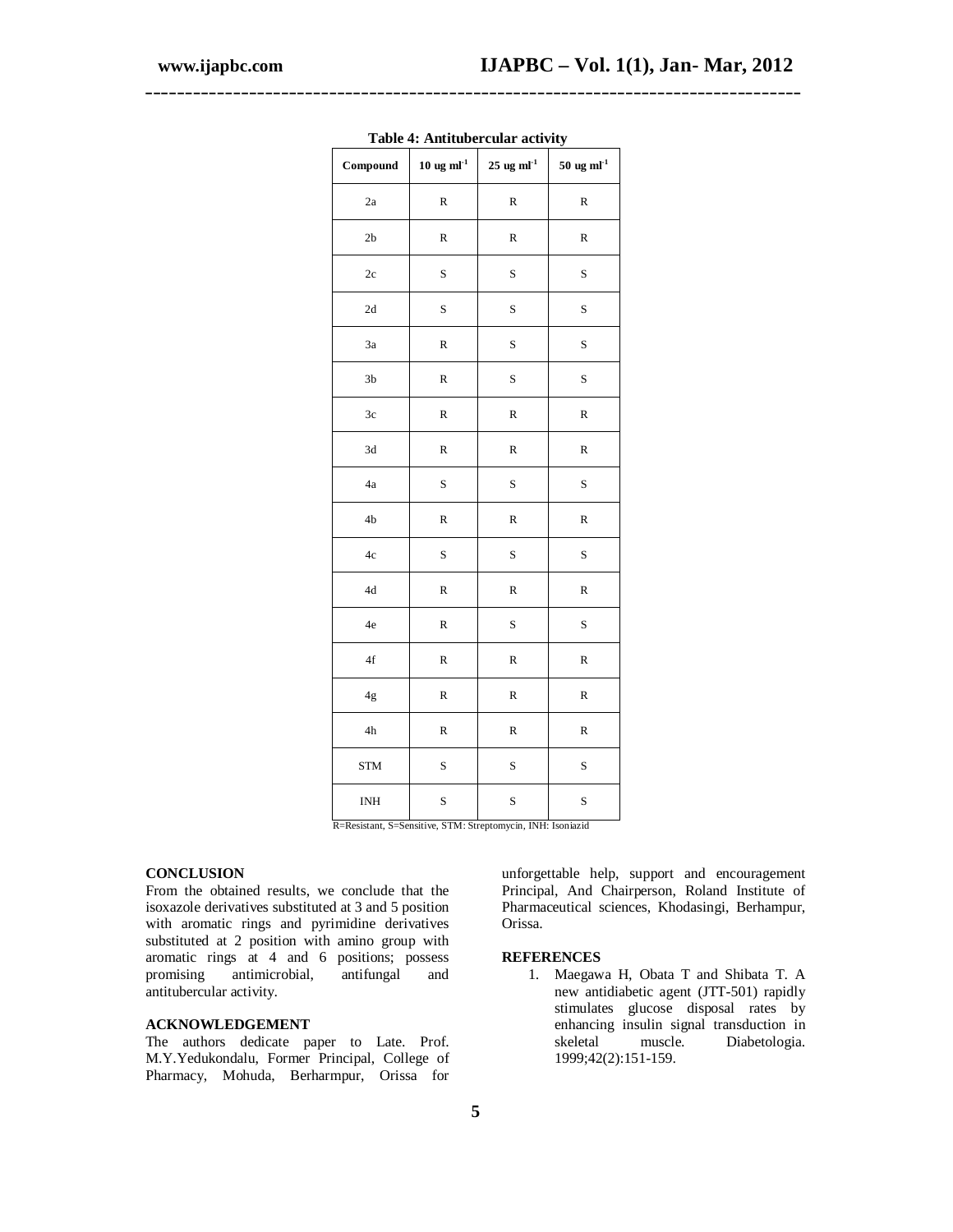**Table 4: Antitubercular activity**

| Compound | 10 ug $ml^{-1}$ | 25 ug $ml^{-1}$ | 50 ug $ml^{-1}$ |
|---|---|---|---|
| 2a | R | R | R |
| 2b | R | R | R |
| 2c | S | S | S |
| 2d | S | S | S |
| 3a | R | S | S |
| 3b | R | S | S |
| 3c | R | R | R |
| 3d | R | R | R |
| 4a | S | S | S |
| 4b | R | R | R |
| 4c | S | S | S |
| 4d | R | R | R |
| 4e | R | S | S |
| 4f | R | R | R |
| 4g | R | R | R |
| 4h | R | R | R |
| STM | S | S | S |
| INH | S | S | S |

R=Resistant, S=Sensitive, STM: Streptomycin, INH: Isoniazid

## CONCLUSION

From the obtained results, we conclude that the isoxazole derivatives substituted at 3 and 5 position with aromatic rings and pyrimidine derivatives substituted at 2 position with amino group with aromatic rings at 4 and 6 positions; possess promising antimicrobial, antifungal and antitubercular activity.

## ACKNOWLEDGEMENT

The authors dedicate paper to Late. Prof. M.Y.Yedukondalu, Former Principal, College of Pharmacy, Mohuda, Berharmpur, Orissa for unforgettable help, support and encouragement Principal, And Chairperson, Roland Institute of Pharmaceutical sciences, Khodasingi, Berhampur, Orissa.

## REFERENCES

1. Maegawa H, Obata T and Shibata T. A new antidiabetic agent (JTT-501) rapidly stimulates glucose disposal rates by enhancing insulin signal transduction in skeletal muscle. Diabetologia. 1999;42(2):151-159.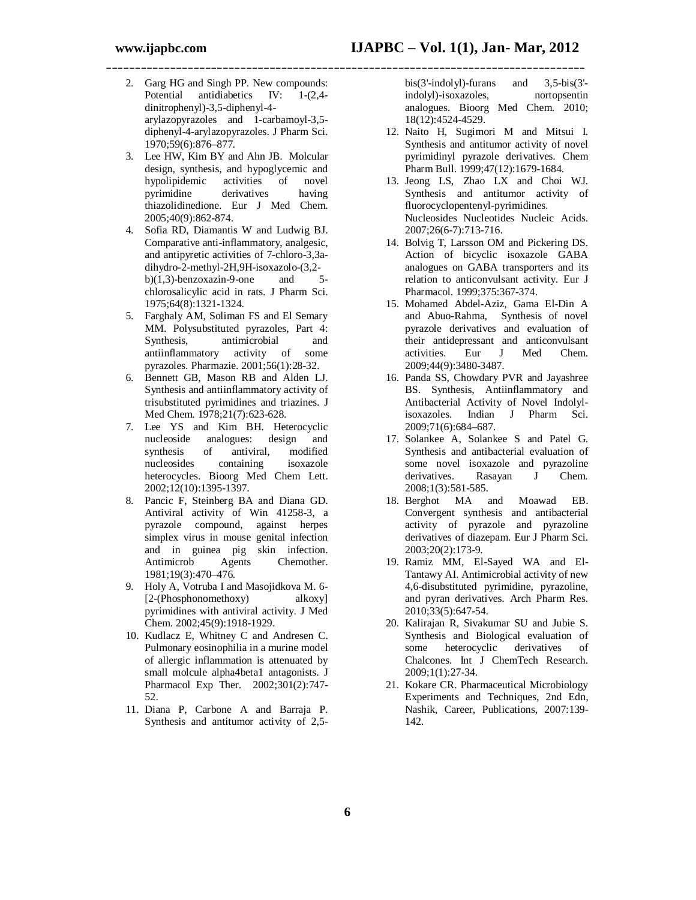2. Garg HG and Singh PP. New compounds: Potential antidiabetics IV: 1-(2,4-dinitrophenyl)-3,5-diphenyl-4-arylazopyrazoles and 1-carbamoyl-3,5-diphenyl-4-arylazopyrazoles. J Pharm Sci. 1970;59(6):876–877.
3. Lee HW, Kim BY and Ahn JB. Molcular design, synthesis, and hypoglycemic and hypolipidemic activities of novel pyrimidine derivatives having thiazolidinedione. Eur J Med Chem. 2005;40(9):862-874.
4. Sofia RD, Diamantis W and Ludwig BJ. Comparative anti-inflammatory, analgesic, and antipyretic activities of 7-chloro-3,3a-dihydro-2-methyl-2H,9H-isoxazolo-(3,2-b)(1,3)-benzoxazin-9-one and 5-chlorosalicylic acid in rats. J Pharm Sci. 1975;64(8):1321-1324.
5. Farghaly AM, Soliman FS and El Semary MM. Polysubstituted pyrazoles, Part 4: Synthesis, antimicrobial and antiinflammatory activity of some pyrazoles. Pharmazie. 2001;56(1):28-32.
6. Bennett GB, Mason RB and Alden LJ. Synthesis and antiinflammatory activity of trisubstituted pyrimidines and triazines. J Med Chem. 1978;21(7):623-628.
7. Lee YS and Kim BH. Heterocyclic nucleoside analogues: design and synthesis of antiviral, modified nucleosides containing isoxazole heterocycles. Bioorg Med Chem Lett. 2002;12(10):1395-1397.
8. Pancic F, Steinberg BA and Diana GD. Antiviral activity of Win 41258-3, a pyrazole compound, against herpes simplex virus in mouse genital infection and in guinea pig skin infection. Antimicrob Agents Chemother. 1981;19(3):470–476.
9. Holy A, Votruba I and Masojidkova M. 6-[2-(Phosphonomethoxy) alkoxy] pyrimidines with antiviral activity. J Med Chem. 2002;45(9):1918-1929.
10. Kudlacz E, Whitney C and Andresen C. Pulmonary eosinophilia in a murine model of allergic inflammation is attenuated by small molcule alpha4beta1 antagonists. J Pharmacol Exp Ther. 2002;301(2):747-52.
11. Diana P, Carbone A and Barraja P. Synthesis and antitumor activity of 2,5-bis(3'-indolyl)-furans and 3,5-bis(3'-indolyl)-isoxazoles, nortopsentin analogues. Bioorg Med Chem. 2010; 18(12):4524-4529.
12. Naito H, Sugimori M and Mitsui I. Synthesis and antitumor activity of novel pyrimidinyl pyrazole derivatives. Chem Pharm Bull. 1999;47(12):1679-1684.
13. Jeong LS, Zhao LX and Choi WJ. Synthesis and antitumor activity of fluorocyclopentenyl-pyrimidines. Nucleosides Nucleotides Nucleic Acids. 2007;26(6-7):713-716.
14. Bolvig T, Larsson OM and Pickering DS. Action of bicyclic isoxazole GABA analogues on GABA transporters and its relation to anticonvulsant activity. Eur J Pharmacol. 1999;375:367-374.
15. Mohamed Abdel-Aziz, Gama El-Din A and Abuo-Rahma, Synthesis of novel pyrazole derivatives and evaluation of their antidepressant and anticonvulsant activities. Eur J Med Chem. 2009;44(9):3480-3487.
16. Panda SS, Chowdary PVR and Jayashree BS. Synthesis, Antiinflammatory and Antibacterial Activity of Novel Indolyl-isoxazoles. Indian J Pharm Sci. 2009;71(6):684–687.
17. Solankee A, Solankee S and Patel G. Synthesis and antibacterial evaluation of some novel isoxazole and pyrazoline derivatives. Rasayan J Chem. 2008;1(3):581-585.
18. Berghot MA and Moawad EB. Convergent synthesis and antibacterial activity of pyrazole and pyrazoline derivatives of diazepam. Eur J Pharm Sci. 2003;20(2):173-9.
19. Ramiz MM, El-Sayed WA and El-Tantawy AI. Antimicrobial activity of new 4,6-disubstituted pyrimidine, pyrazoline, and pyran derivatives. Arch Pharm Res. 2010;33(5):647-54.
20. Kalirajan R, Sivakumar SU and Jubie S. Synthesis and Biological evaluation of some heterocyclic derivatives of Chalcones. Int J ChemTech Research. 2009;1(1):27-34.
21. Kokare CR. Pharmaceutical Microbiology Experiments and Techniques, 2nd Edn, Nashik, Career, Publications, 2007:139-142.